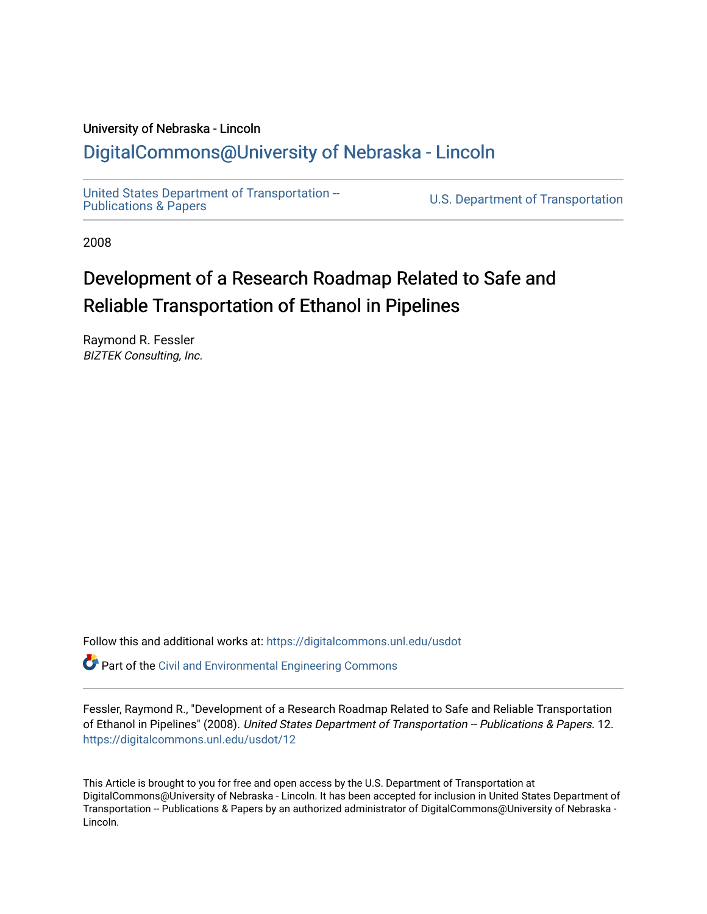University of Nebraska - Lincoln

DigitalCommons@University of Nebraska - Lincoln

United States Department of Transportation -- Publications & Papers

U.S. Department of Transportation

2008

# Development of a Research Roadmap Related to Safe and Reliable Transportation of Ethanol in Pipelines

Raymond R. Fessler
*BIZTEK Consulting, Inc.*

Follow this and additional works at: https://digitalcommons.unl.edu/usdot

Part of the Civil and Environmental Engineering Commons

Fessler, Raymond R., "Development of a Research Roadmap Related to Safe and Reliable Transportation of Ethanol in Pipelines" (2008). *United States Department of Transportation -- Publications & Papers*. 12. https://digitalcommons.unl.edu/usdot/12

This Article is brought to you for free and open access by the U.S. Department of Transportation at DigitalCommons@University of Nebraska - Lincoln. It has been accepted for inclusion in United States Department of Transportation -- Publications & Papers by an authorized administrator of DigitalCommons@University of Nebraska - Lincoln.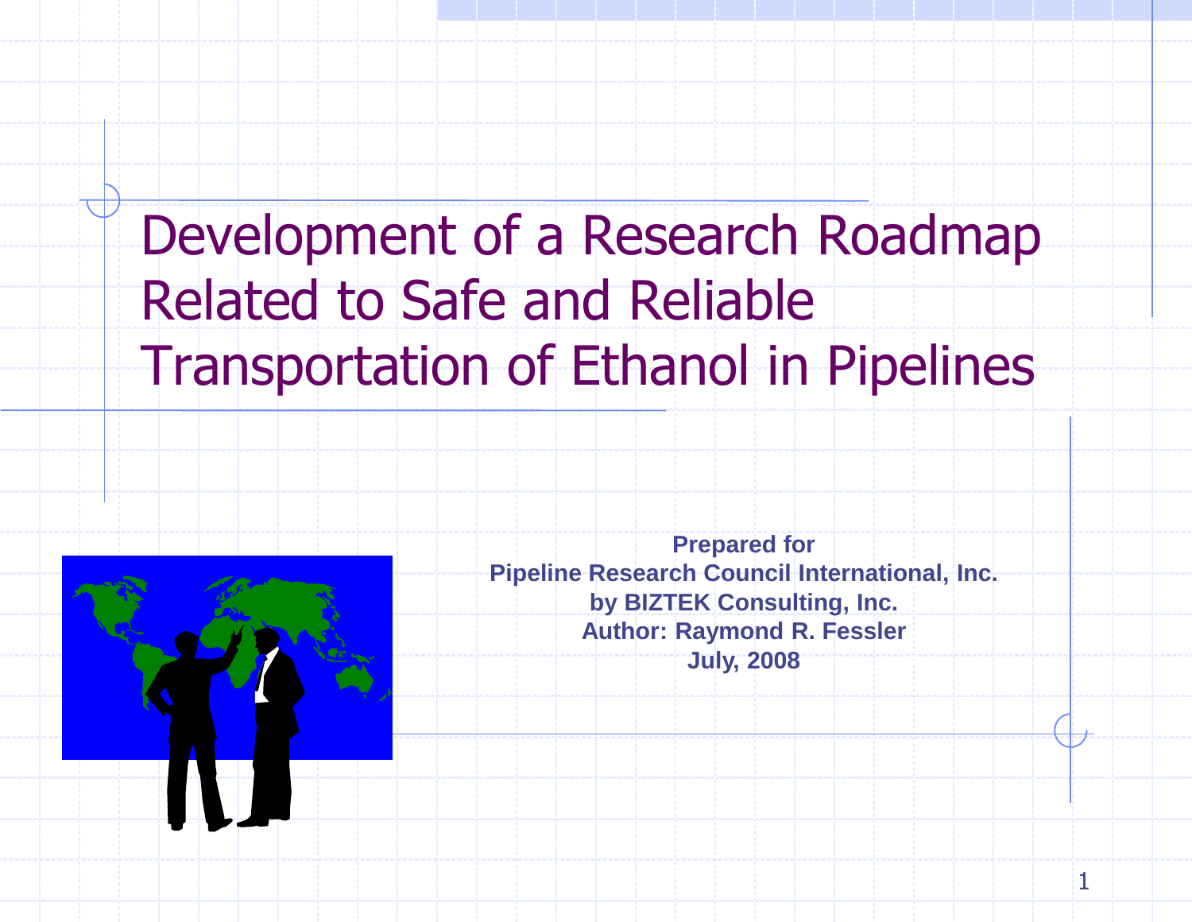# Development of a Research Roadmap Related to Safe and Reliable Transportation of Ethanol in Pipelines

**Prepared for**
**Pipeline Research Council International, Inc.**
**by BIZTEK Consulting, Inc.**
**Author: Raymond R. Fessler**
**July, 2008**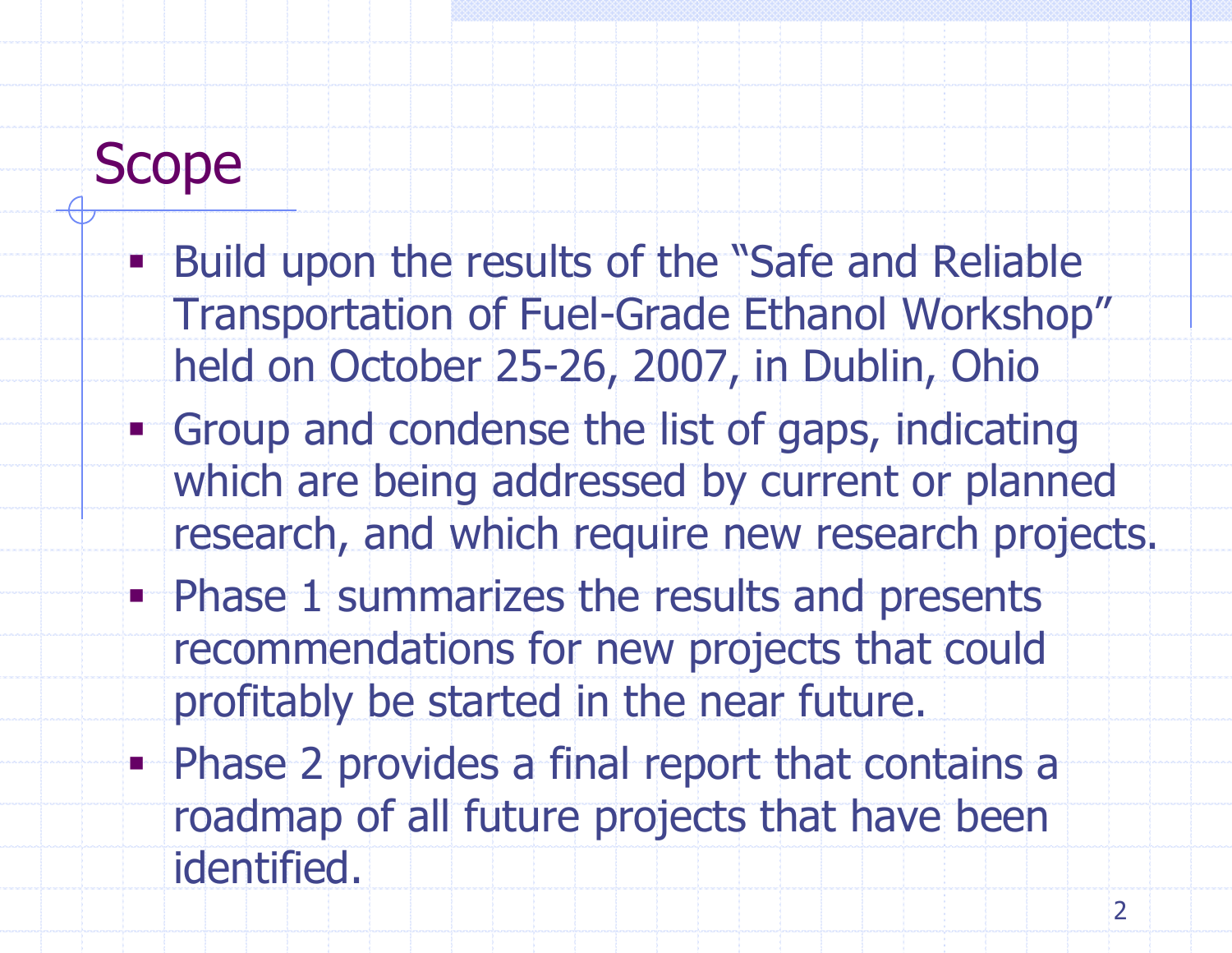# Scope

- Build upon the results of the "Safe and Reliable Transportation of Fuel-Grade Ethanol Workshop" held on October 25-26, 2007, in Dublin, Ohio
- Group and condense the list of gaps, indicating which are being addressed by current or planned research, and which require new research projects.
- Phase 1 summarizes the results and presents recommendations for new projects that could profitably be started in the near future.
- Phase 2 provides a final report that contains a roadmap of all future projects that have been identified.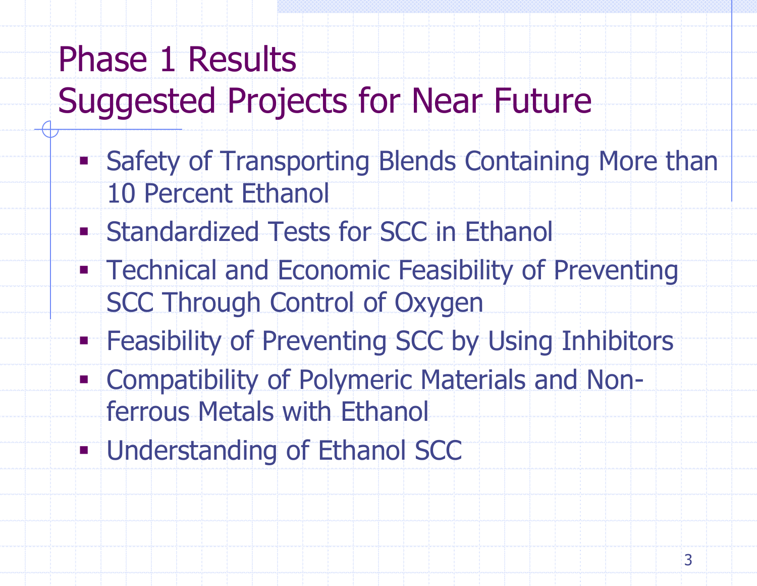# Phase 1 Results
# Suggested Projects for Near Future

- Safety of Transporting Blends Containing More than 10 Percent Ethanol
- Standardized Tests for SCC in Ethanol
- Technical and Economic Feasibility of Preventing SCC Through Control of Oxygen
- Feasibility of Preventing SCC by Using Inhibitors
- Compatibility of Polymeric Materials and Non-ferrous Metals with Ethanol
- Understanding of Ethanol SCC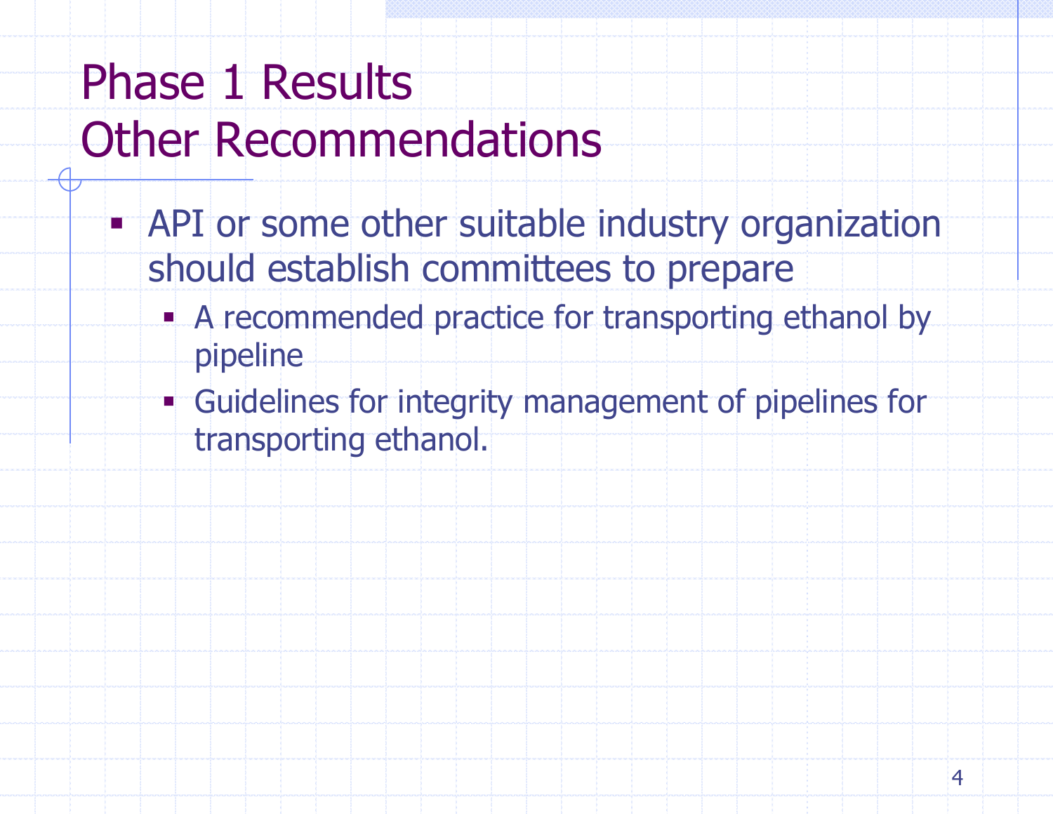# Phase 1 Results
# Other Recommendations

- API or some other suitable industry organization should establish committees to prepare
  - A recommended practice for transporting ethanol by pipeline
  - Guidelines for integrity management of pipelines for transporting ethanol.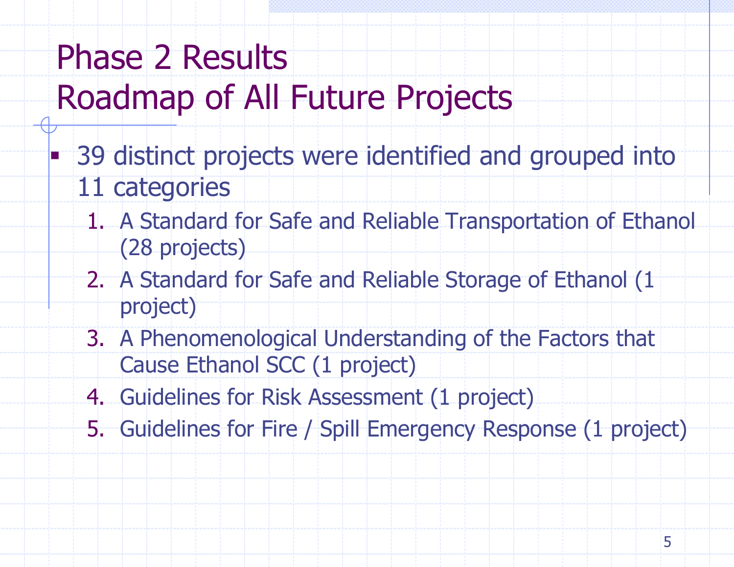# Phase 2 Results
# Roadmap of All Future Projects

- 39 distinct projects were identified and grouped into 11 categories
  1. A Standard for Safe and Reliable Transportation of Ethanol (28 projects)
  2. A Standard for Safe and Reliable Storage of Ethanol (1 project)
  3. A Phenomenological Understanding of the Factors that Cause Ethanol SCC (1 project)
  4. Guidelines for Risk Assessment (1 project)
  5. Guidelines for Fire / Spill Emergency Response (1 project)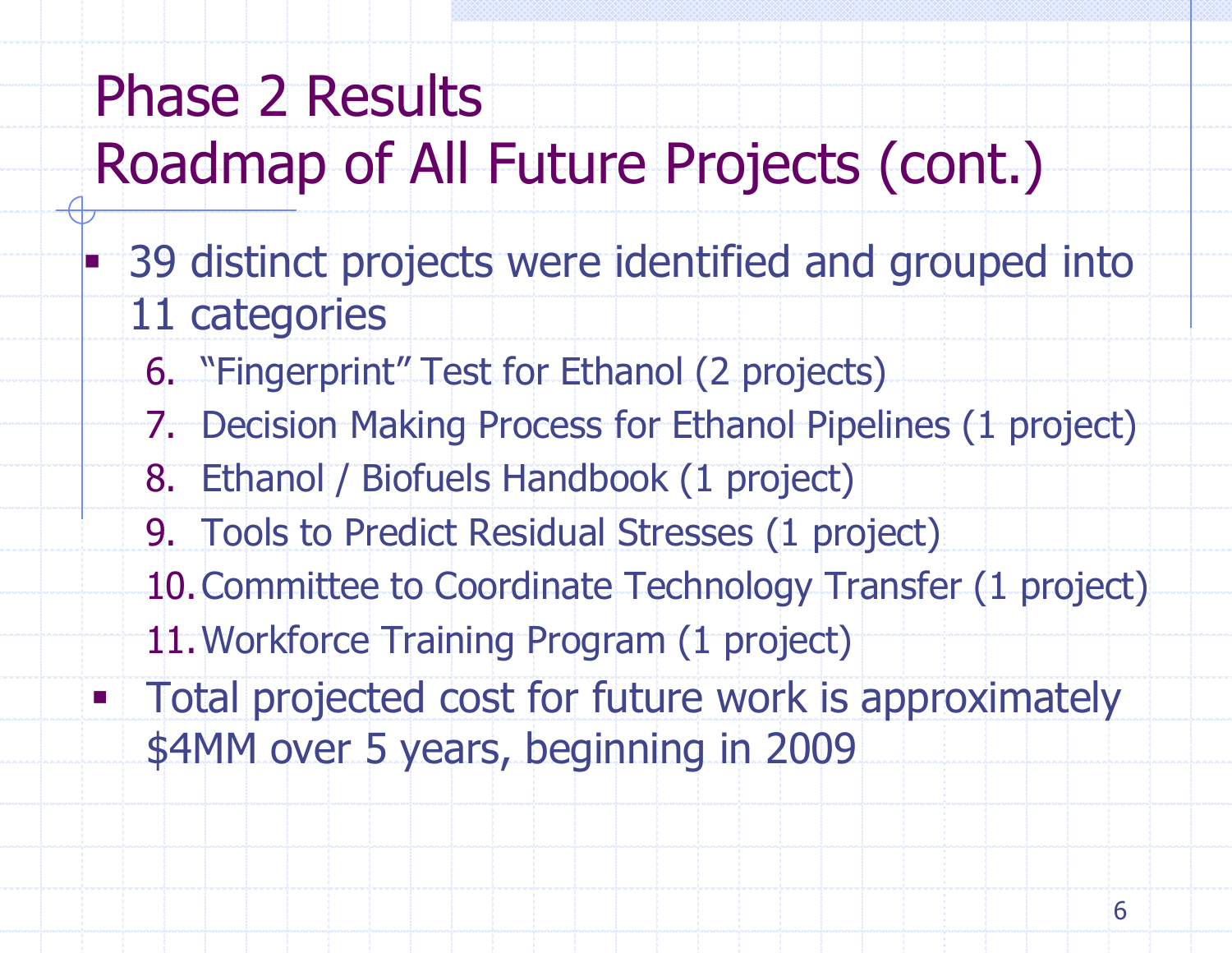# Phase 2 Results
# Roadmap of All Future Projects (cont.)

- 39 distinct projects were identified and grouped into 11 categories
  6. "Fingerprint" Test for Ethanol (2 projects)
  7. Decision Making Process for Ethanol Pipelines (1 project)
  8. Ethanol / Biofuels Handbook (1 project)
  9. Tools to Predict Residual Stresses (1 project)
  10. Committee to Coordinate Technology Transfer (1 project)
  11. Workforce Training Program (1 project)
- Total projected cost for future work is approximately $4MM over 5 years, beginning in 2009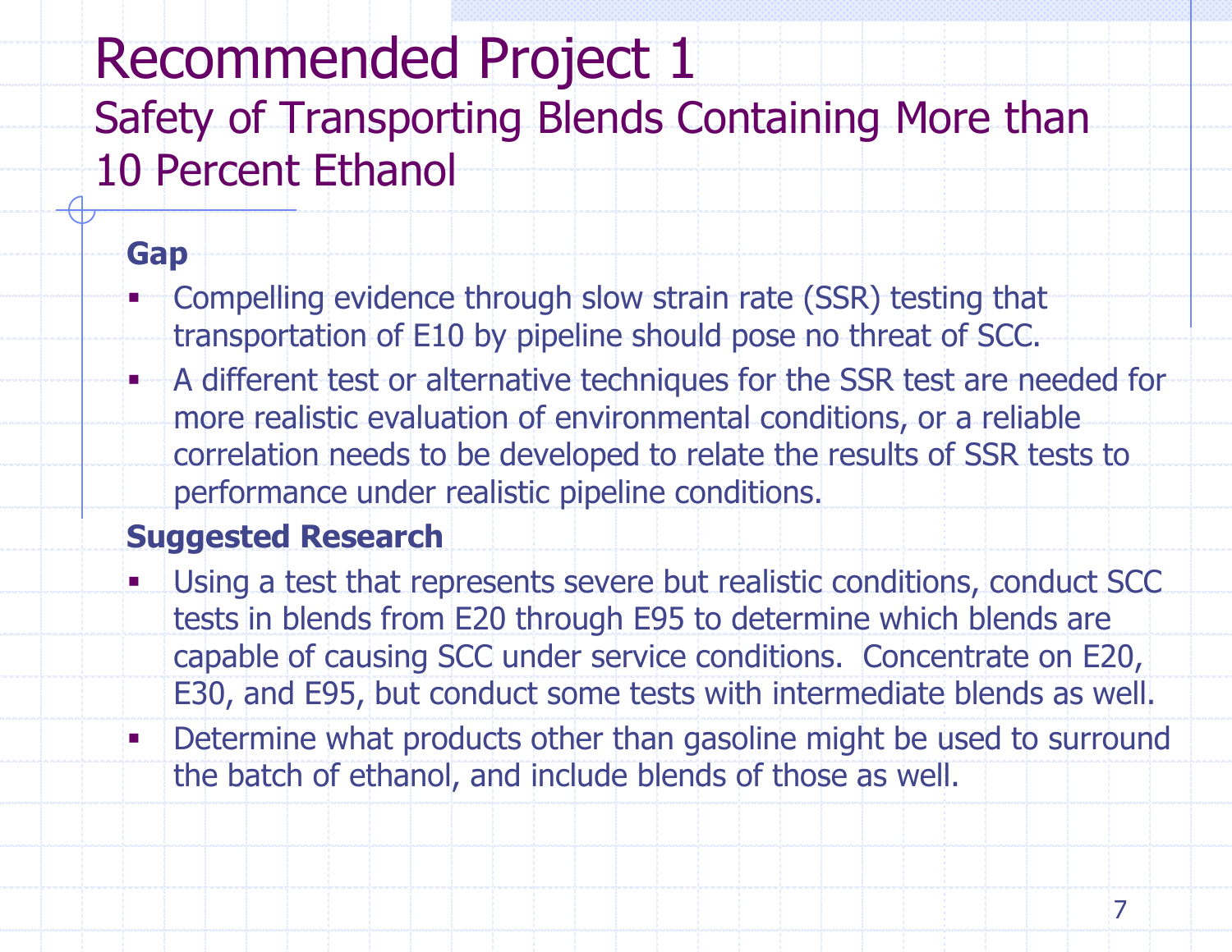# Recommended Project 1

## Safety of Transporting Blends Containing More than 10 Percent Ethanol

**Gap**

- Compelling evidence through slow strain rate (SSR) testing that transportation of E10 by pipeline should pose no threat of SCC.
- A different test or alternative techniques for the SSR test are needed for more realistic evaluation of environmental conditions, or a reliable correlation needs to be developed to relate the results of SSR tests to performance under realistic pipeline conditions.

**Suggested Research**

- Using a test that represents severe but realistic conditions, conduct SCC tests in blends from E20 through E95 to determine which blends are capable of causing SCC under service conditions. Concentrate on E20, E30, and E95, but conduct some tests with intermediate blends as well.
- Determine what products other than gasoline might be used to surround the batch of ethanol, and include blends of those as well.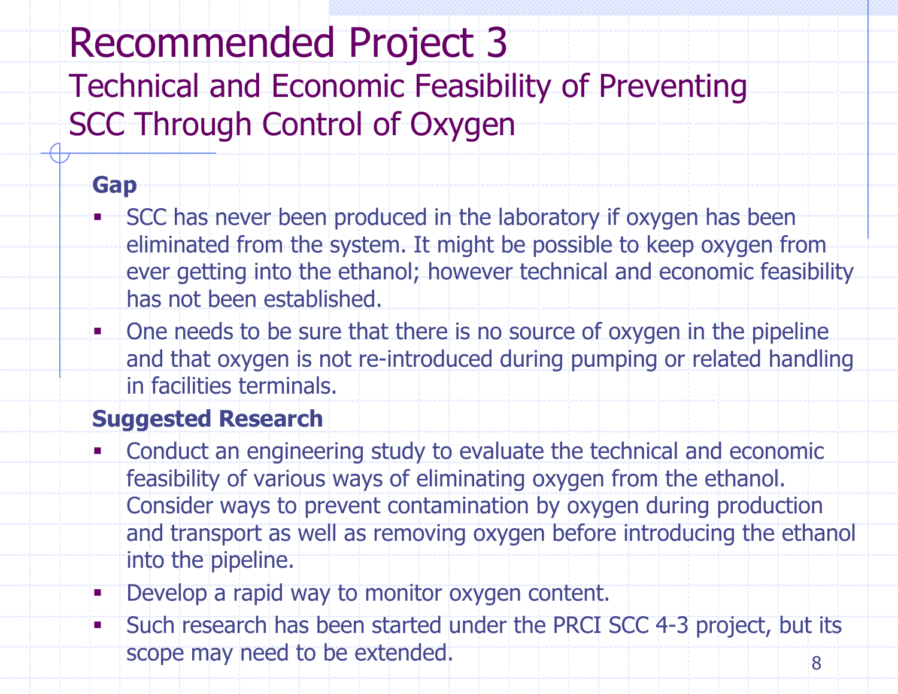# Recommended Project 3

## Technical and Economic Feasibility of Preventing SCC Through Control of Oxygen

**Gap**

- SCC has never been produced in the laboratory if oxygen has been eliminated from the system. It might be possible to keep oxygen from ever getting into the ethanol; however technical and economic feasibility has not been established.
- One needs to be sure that there is no source of oxygen in the pipeline and that oxygen is not re-introduced during pumping or related handling in facilities terminals.

**Suggested Research**

- Conduct an engineering study to evaluate the technical and economic feasibility of various ways of eliminating oxygen from the ethanol. Consider ways to prevent contamination by oxygen during production and transport as well as removing oxygen before introducing the ethanol into the pipeline.
- Develop a rapid way to monitor oxygen content.
- Such research has been started under the PRCI SCC 4-3 project, but its scope may need to be extended.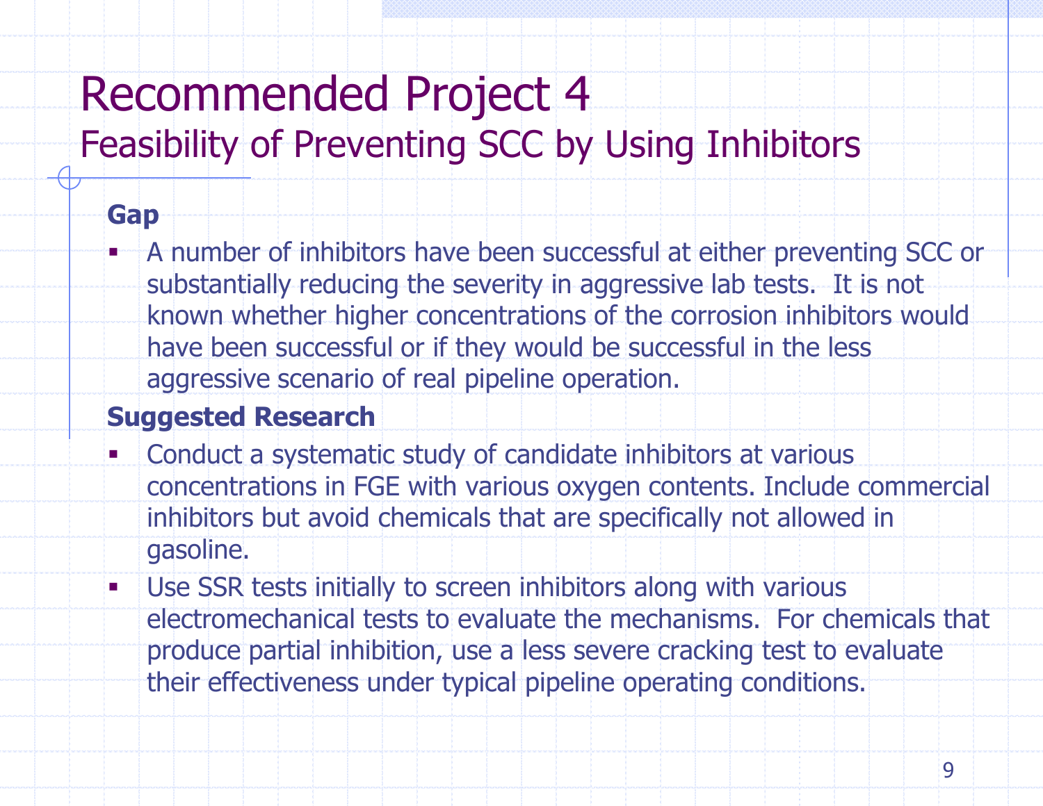# Recommended Project 4

## Feasibility of Preventing SCC by Using Inhibitors

**Gap**

- A number of inhibitors have been successful at either preventing SCC or substantially reducing the severity in aggressive lab tests. It is not known whether higher concentrations of the corrosion inhibitors would have been successful or if they would be successful in the less aggressive scenario of real pipeline operation.

**Suggested Research**

- Conduct a systematic study of candidate inhibitors at various concentrations in FGE with various oxygen contents. Include commercial inhibitors but avoid chemicals that are specifically not allowed in gasoline.
- Use SSR tests initially to screen inhibitors along with various electromechanical tests to evaluate the mechanisms. For chemicals that produce partial inhibition, use a less severe cracking test to evaluate their effectiveness under typical pipeline operating conditions.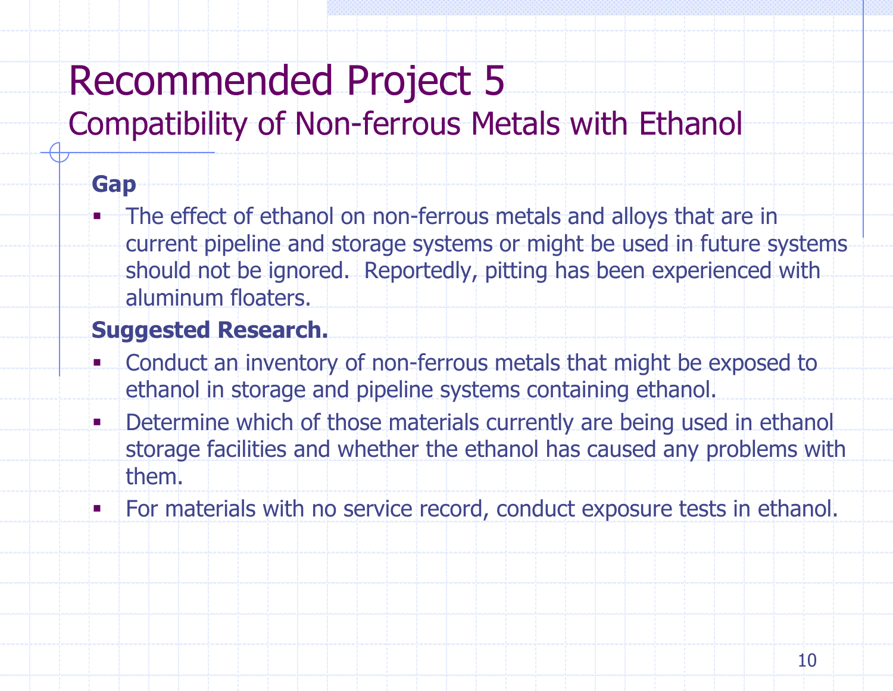# Recommended Project 5

## Compatibility of Non-ferrous Metals with Ethanol

**Gap**

- The effect of ethanol on non-ferrous metals and alloys that are in current pipeline and storage systems or might be used in future systems should not be ignored. Reportedly, pitting has been experienced with aluminum floaters.

**Suggested Research.**

- Conduct an inventory of non-ferrous metals that might be exposed to ethanol in storage and pipeline systems containing ethanol.
- Determine which of those materials currently are being used in ethanol storage facilities and whether the ethanol has caused any problems with them.
- For materials with no service record, conduct exposure tests in ethanol.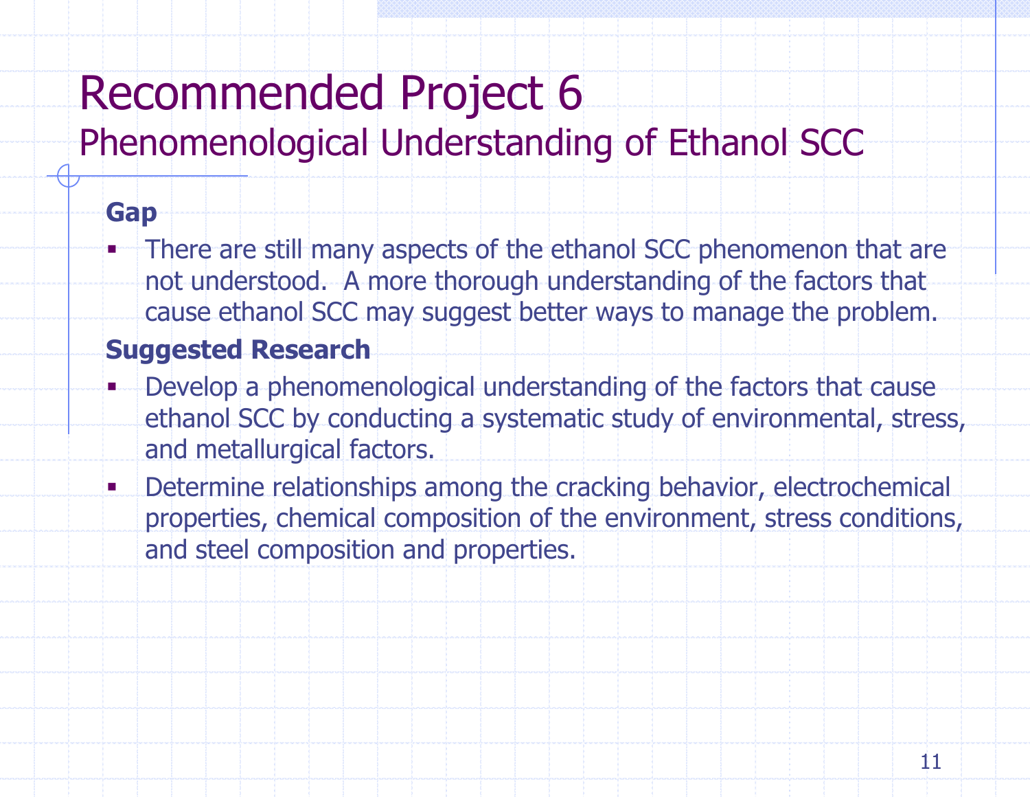# Recommended Project 6

## Phenomenological Understanding of Ethanol SCC

**Gap**

- There are still many aspects of the ethanol SCC phenomenon that are not understood. A more thorough understanding of the factors that cause ethanol SCC may suggest better ways to manage the problem.

**Suggested Research**

- Develop a phenomenological understanding of the factors that cause ethanol SCC by conducting a systematic study of environmental, stress, and metallurgical factors.
- Determine relationships among the cracking behavior, electrochemical properties, chemical composition of the environment, stress conditions, and steel composition and properties.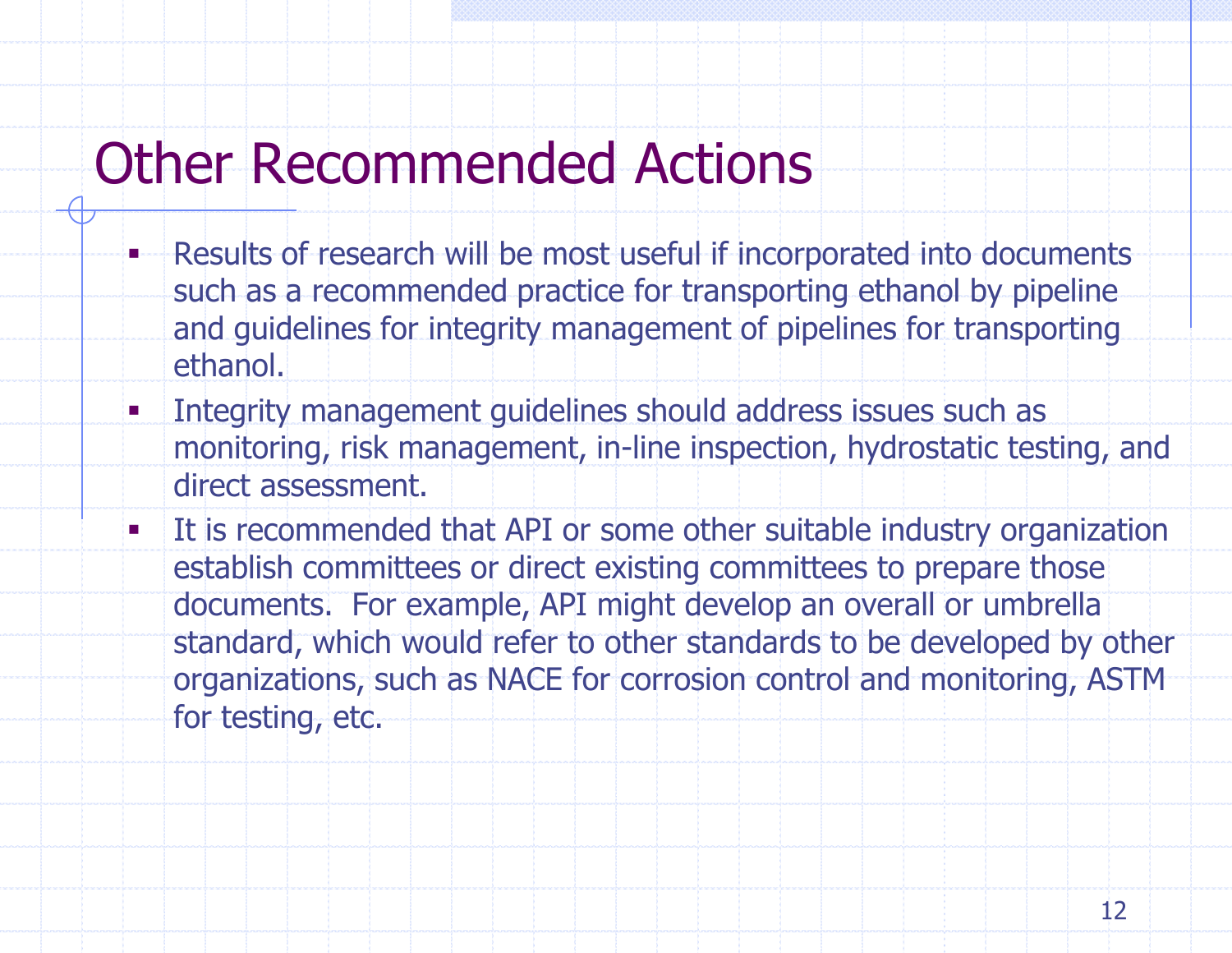# Other Recommended Actions

- Results of research will be most useful if incorporated into documents such as a recommended practice for transporting ethanol by pipeline and guidelines for integrity management of pipelines for transporting ethanol.
- Integrity management guidelines should address issues such as monitoring, risk management, in-line inspection, hydrostatic testing, and direct assessment.
- It is recommended that API or some other suitable industry organization establish committees or direct existing committees to prepare those documents. For example, API might develop an overall or umbrella standard, which would refer to other standards to be developed by other organizations, such as NACE for corrosion control and monitoring, ASTM for testing, etc.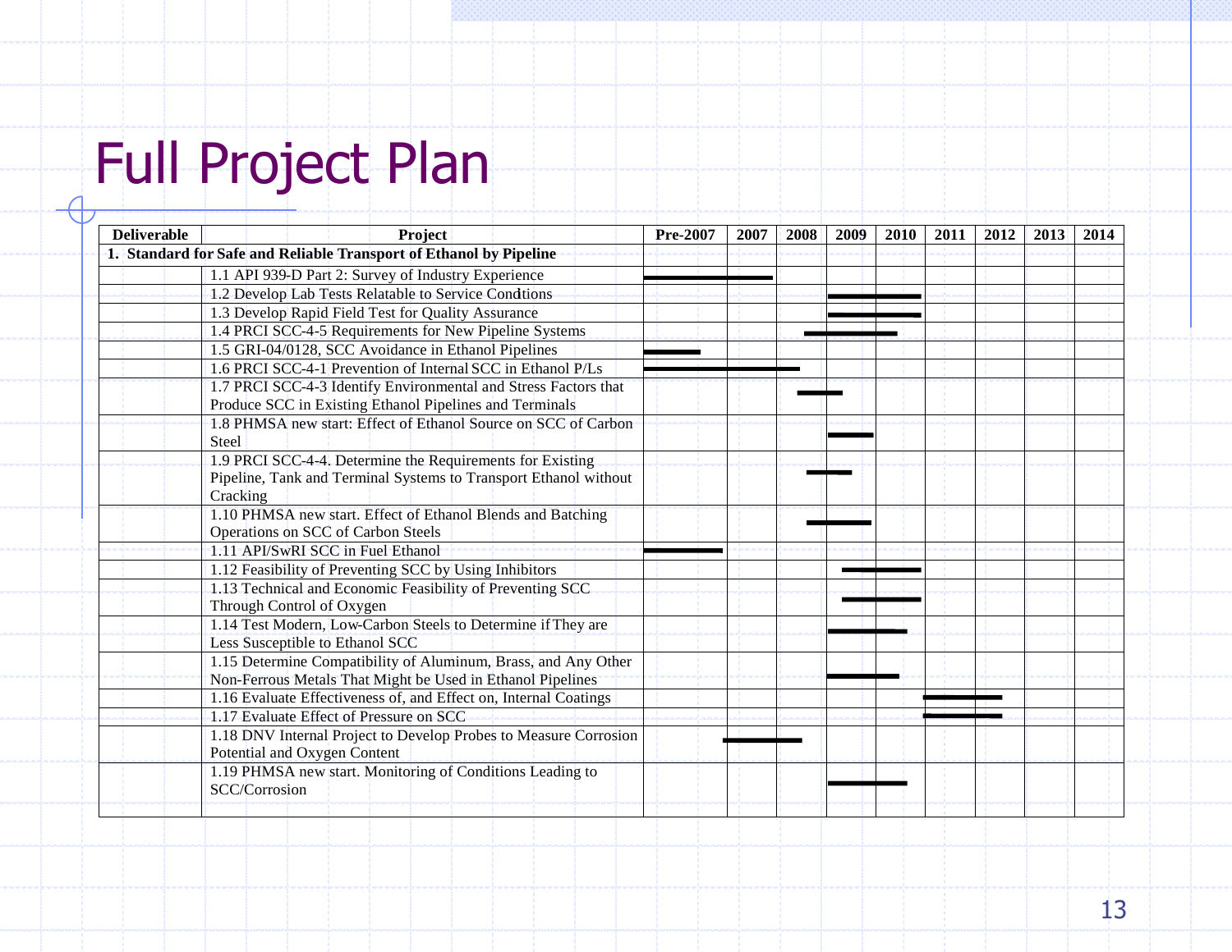# Full Project Plan

| Deliverable | Project | Pre-2007 | 2007 | 2008 | 2009 | 2010 | 2011 | 2012 | 2013 | 2014 |
|---|---|---|---|---|---|---|---|---|---|---|
| **1. Standard for Safe and Reliable Transport of Ethanol by Pipeline** | | | | | | | | | | |
| | 1.1 API 939-D Part 2: Survey of Industry Experience | ━━ | ━━ | | | | | | | |
| | 1.2 Develop Lab Tests Relatable to Service Conditions | | | | ━━ | ━━ | | | | |
| | 1.3 Develop Rapid Field Test for Quality Assurance | | | | ━━ | ━━ | | | | |
| | 1.4 PRCI SCC-4-5 Requirements for New Pipeline Systems | | | ━━ | ━━ | ━━ | | | | |
| | 1.5 GRI-04/0128, SCC Avoidance in Ethanol Pipelines | ━━ | | | | | | | | |
| | 1.6 PRCI SCC-4-1 Prevention of Internal SCC in Ethanol P/Ls | ━━ | ━━ | ━━ | | | | | | |
| | 1.7 PRCI SCC-4-3 Identify Environmental and Stress Factors that Produce SCC in Existing Ethanol Pipelines and Terminals | | | ━━ | ━━ | | | | | |
| | 1.8 PHMSA new start: Effect of Ethanol Source on SCC of Carbon Steel | | | | ━━ | | | | | |
| | 1.9 PRCI SCC-4-4. Determine the Requirements for Existing Pipeline, Tank and Terminal Systems to Transport Ethanol without Cracking | | | ━━ | ━━ | | | | | |
| | 1.10 PHMSA new start. Effect of Ethanol Blends and Batching Operations on SCC of Carbon Steels | | | ━━ | ━━ | | | | | |
| | 1.11 API/SwRI SCC in Fuel Ethanol | ━━ | | | | | | | | |
| | 1.12 Feasibility of Preventing SCC by Using Inhibitors | | | | ━━ | ━━ | | | | |
| | 1.13 Technical and Economic Feasibility of Preventing SCC Through Control of Oxygen | | | | ━━ | ━━ | | | | |
| | 1.14 Test Modern, Low-Carbon Steels to Determine if They are Less Susceptible to Ethanol SCC | | | | ━━ | ━━ | | | | |
| | 1.15 Determine Compatibility of Aluminum, Brass, and Any Other Non-Ferrous Metals That Might be Used in Ethanol Pipelines | | | | ━━ | ━━ | | | | |
| | 1.16 Evaluate Effectiveness of, and Effect on, Internal Coatings | | | | | | ━━ | ━━ | | |
| | 1.17 Evaluate Effect of Pressure on SCC | | | | | | ━━ | ━━ | | |
| | 1.18 DNV Internal Project to Develop Probes to Measure Corrosion Potential and Oxygen Content | | ━━ | ━━ | | | | | | |
| | 1.19 PHMSA new start. Monitoring of Conditions Leading to SCC/Corrosion | | | | ━━ | ━━ | | | | |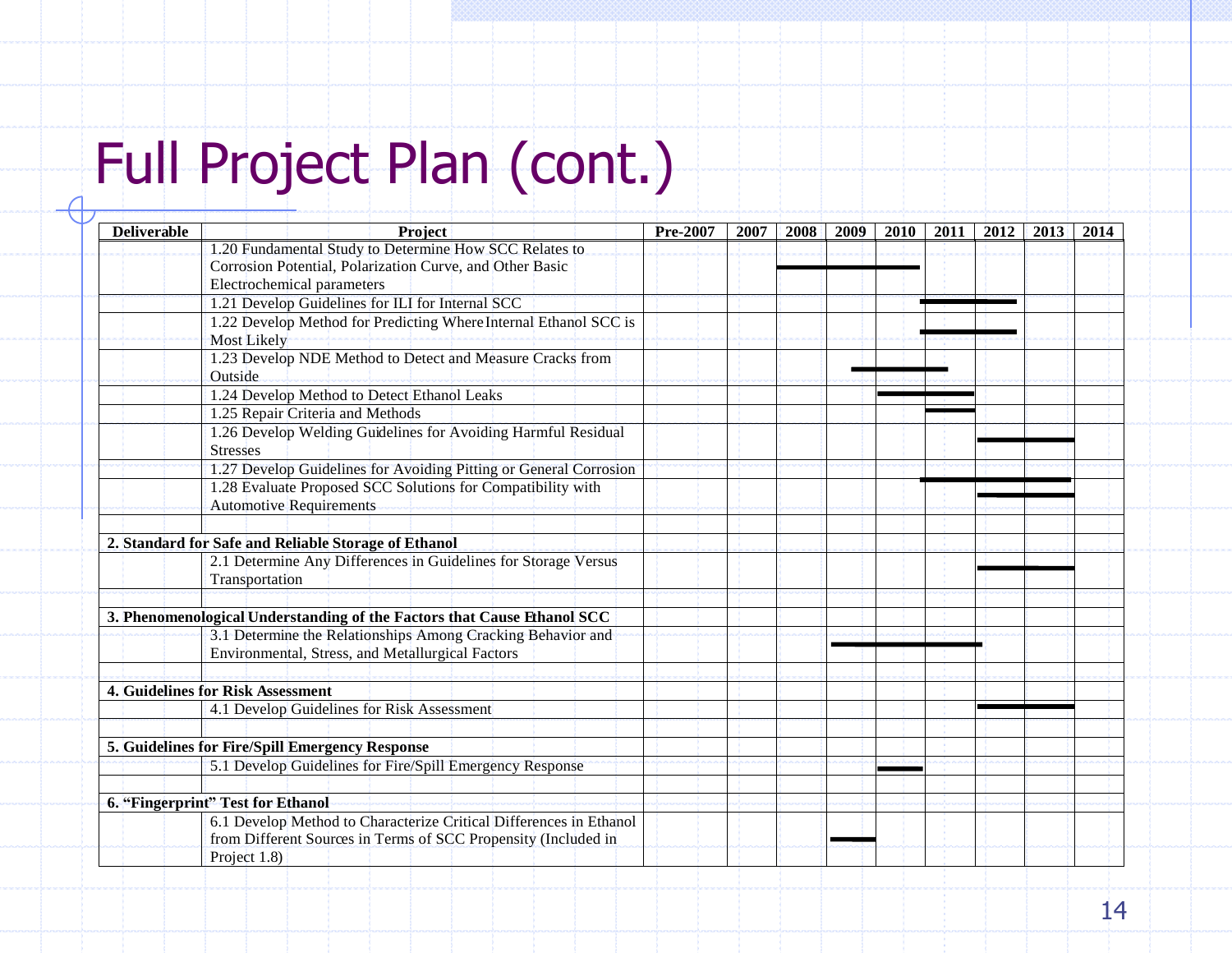# Full Project Plan (cont.)

| Deliverable | Project | Pre-2007 | 2007 | 2008 | 2009 | 2010 | 2011 | 2012 | 2013 | 2014 |
|---|---|---|---|---|---|---|---|---|---|---|
| | 1.20 Fundamental Study to Determine How SCC Relates to Corrosion Potential, Polarization Curve, and Other Basic Electrochemical parameters | | | ■ | ■ | ■ | | | | |
| | 1.21 Develop Guidelines for ILI for Internal SCC | | | | | | ■ | ■ | | |
| | 1.22 Develop Method for Predicting Where Internal Ethanol SCC is Most Likely | | | | | | ■ | ■ | | |
| | 1.23 Develop NDE Method to Detect and Measure Cracks from Outside | | | | ■ | ■ | ■ | | | |
| | 1.24 Develop Method to Detect Ethanol Leaks | | | | | ■ | ■ | | | |
| | 1.25 Repair Criteria and Methods | | | | | | ■ | | | |
| | 1.26 Develop Welding Guidelines for Avoiding Harmful Residual Stresses | | | | | | | ■ | ■ | |
| | 1.27 Develop Guidelines for Avoiding Pitting or General Corrosion | | | | | | ■ | ■ | ■ | |
| | 1.28 Evaluate Proposed SCC Solutions for Compatibility with Automotive Requirements | | | | | | | ■ | ■ | |
| | | | | | | | | | | |
| **2. Standard for Safe and Reliable Storage of Ethanol** | | | | | | | | | | |
| | 2.1 Determine Any Differences in Guidelines for Storage Versus Transportation | | | | | | | ■ | ■ | |
| | | | | | | | | | | |
| **3. Phenomenological Understanding of the Factors that Cause Ethanol SCC** | | | | | | | | | | |
| | 3.1 Determine the Relationships Among Cracking Behavior and Environmental, Stress, and Metallurgical Factors | | | | ■ | ■ | ■ | | | |
| | | | | | | | | | | |
| **4. Guidelines for Risk Assessment** | | | | | | | | | | |
| | 4.1 Develop Guidelines for Risk Assessment | | | | | | | ■ | ■ | |
| | | | | | | | | | | |
| **5. Guidelines for Fire/Spill Emergency Response** | | | | | | | | | | |
| | 5.1 Develop Guidelines for Fire/Spill Emergency Response | | | | | ■ | | | | |
| | | | | | | | | | | |
| **6. "Fingerprint" Test for Ethanol** | | | | | | | | | | |
| | 6.1 Develop Method to Characterize Critical Differences in Ethanol from Different Sources in Terms of SCC Propensity (Included in Project 1.8) | | | | ■ | | | | | |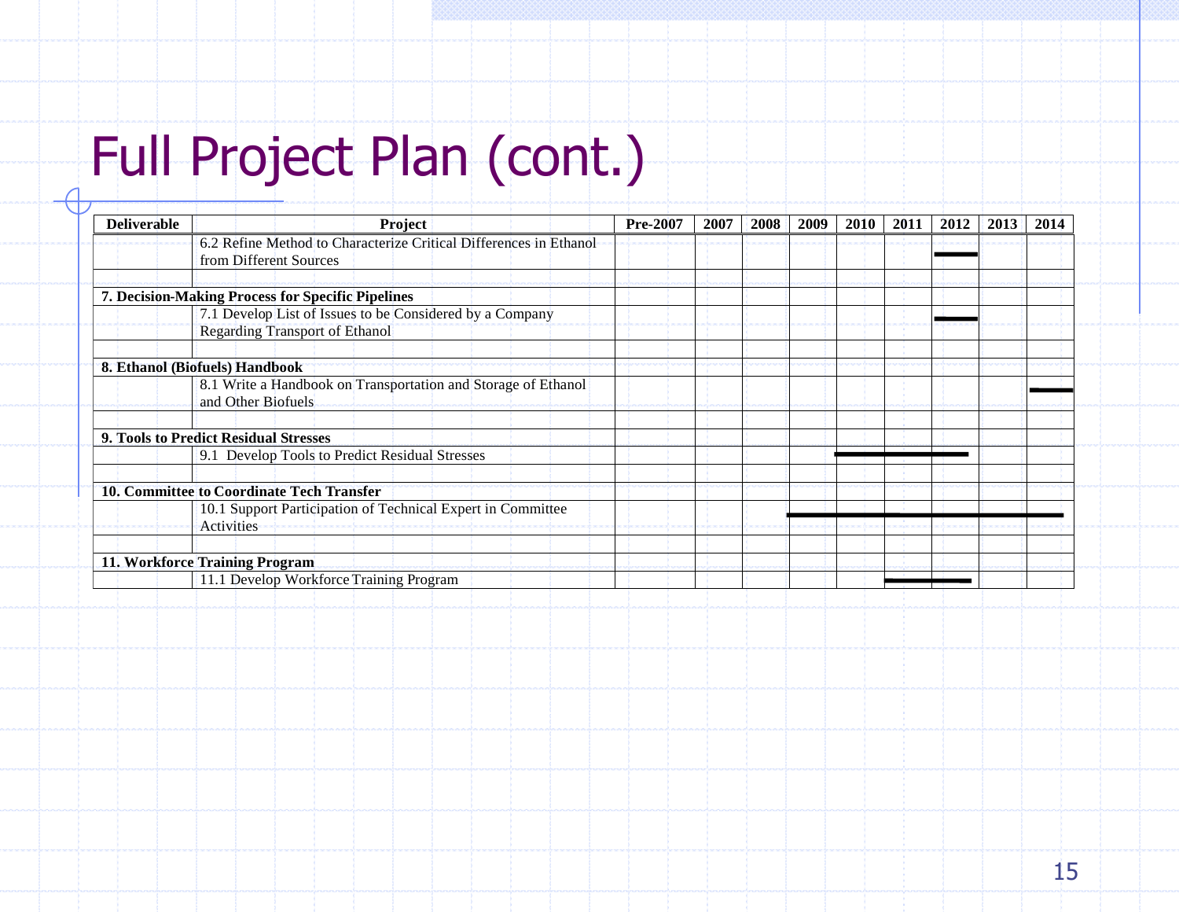# Full Project Plan (cont.)

| Deliverable | Project | Pre-2007 | 2007 | 2008 | 2009 | 2010 | 2011 | 2012 | 2013 | 2014 |
|---|---|---|---|---|---|---|---|---|---|---|
| | 6.2 Refine Method to Characterize Critical Differences in Ethanol from Different Sources | | | | | | | | | |
| | | | | | | | | | | |
| **7. Decision-Making Process for Specific Pipelines** | | | | | | | | | | |
| | 7.1 Develop List of Issues to be Considered by a Company Regarding Transport of Ethanol | | | | | | | | | |
| | | | | | | | | | | |
| **8. Ethanol (Biofuels) Handbook** | | | | | | | | | | |
| | 8.1 Write a Handbook on Transportation and Storage of Ethanol and Other Biofuels | | | | | | | | | |
| | | | | | | | | | | |
| **9. Tools to Predict Residual Stresses** | | | | | | | | | | |
| | 9.1 Develop Tools to Predict Residual Stresses | | | | | | | | | |
| | | | | | | | | | | |
| **10. Committee to Coordinate Tech Transfer** | | | | | | | | | | |
| | 10.1 Support Participation of Technical Expert in Committee Activities | | | | | | | | | |
| | | | | | | | | | | |
| **11. Workforce Training Program** | | | | | | | | | | |
| | 11.1 Develop Workforce Training Program | | | | | | | | | |